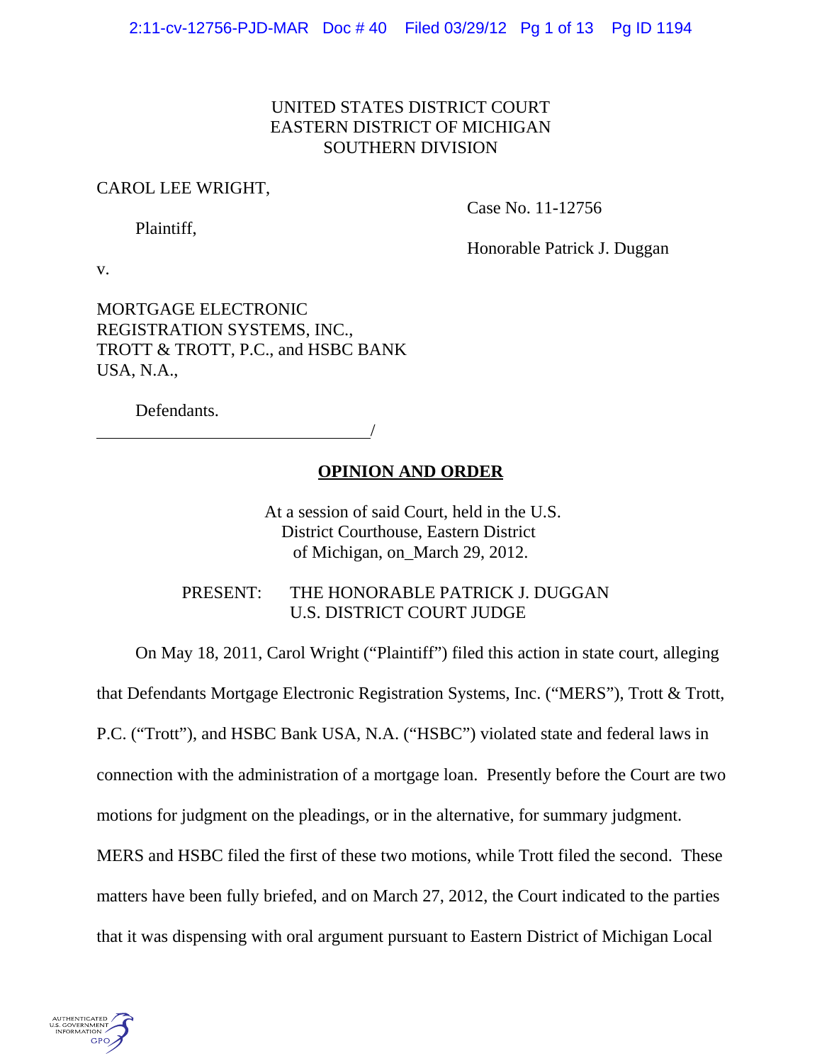UNITED STATES DISTRICT COURT
EASTERN DISTRICT OF MICHIGAN
SOUTHERN DIVISION

CAROL LEE WRIGHT,

Plaintiff,

v.

MORTGAGE ELECTRONIC REGISTRATION SYSTEMS, INC., TROTT & TROTT, P.C., and HSBC BANK USA, N.A.,

Defendants.

Case No. 11-12756

Honorable Patrick J. Duggan

## OPINION AND ORDER

At a session of said Court, held in the U.S. District Courthouse, Eastern District of Michigan, on March 29, 2012.

PRESENT: THE HONORABLE PATRICK J. DUGGAN
U.S. DISTRICT COURT JUDGE

On May 18, 2011, Carol Wright ("Plaintiff") filed this action in state court, alleging that Defendants Mortgage Electronic Registration Systems, Inc. ("MERS"), Trott & Trott, P.C. ("Trott"), and HSBC Bank USA, N.A. ("HSBC") violated state and federal laws in connection with the administration of a mortgage loan. Presently before the Court are two motions for judgment on the pleadings, or in the alternative, for summary judgment. MERS and HSBC filed the first of these two motions, while Trott filed the second. These matters have been fully briefed, and on March 27, 2012, the Court indicated to the parties that it was dispensing with oral argument pursuant to Eastern District of Michigan Local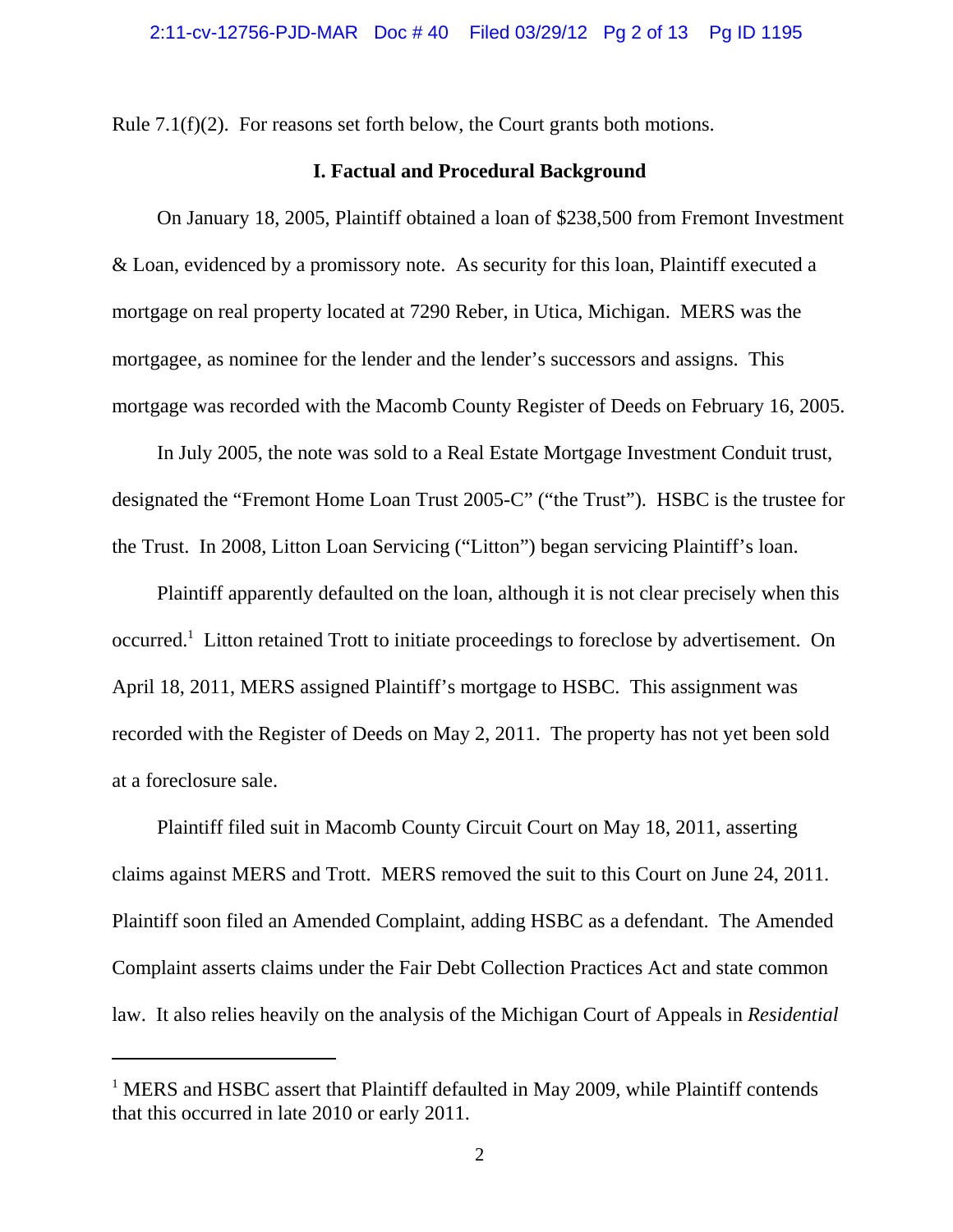Rule 7.1(f)(2). For reasons set forth below, the Court grants both motions.

## I. Factual and Procedural Background

On January 18, 2005, Plaintiff obtained a loan of $238,500 from Fremont Investment & Loan, evidenced by a promissory note. As security for this loan, Plaintiff executed a mortgage on real property located at 7290 Reber, in Utica, Michigan. MERS was the mortgagee, as nominee for the lender and the lender's successors and assigns. This mortgage was recorded with the Macomb County Register of Deeds on February 16, 2005.

In July 2005, the note was sold to a Real Estate Mortgage Investment Conduit trust, designated the "Fremont Home Loan Trust 2005-C" ("the Trust"). HSBC is the trustee for the Trust. In 2008, Litton Loan Servicing ("Litton") began servicing Plaintiff's loan.

Plaintiff apparently defaulted on the loan, although it is not clear precisely when this occurred.[1] Litton retained Trott to initiate proceedings to foreclose by advertisement. On April 18, 2011, MERS assigned Plaintiff's mortgage to HSBC. This assignment was recorded with the Register of Deeds on May 2, 2011. The property has not yet been sold at a foreclosure sale.

Plaintiff filed suit in Macomb County Circuit Court on May 18, 2011, asserting claims against MERS and Trott. MERS removed the suit to this Court on June 24, 2011. Plaintiff soon filed an Amended Complaint, adding HSBC as a defendant. The Amended Complaint asserts claims under the Fair Debt Collection Practices Act and state common law. It also relies heavily on the analysis of the Michigan Court of Appeals in *Residential*

---

[1] MERS and HSBC assert that Plaintiff defaulted in May 2009, while Plaintiff contends that this occurred in late 2010 or early 2011.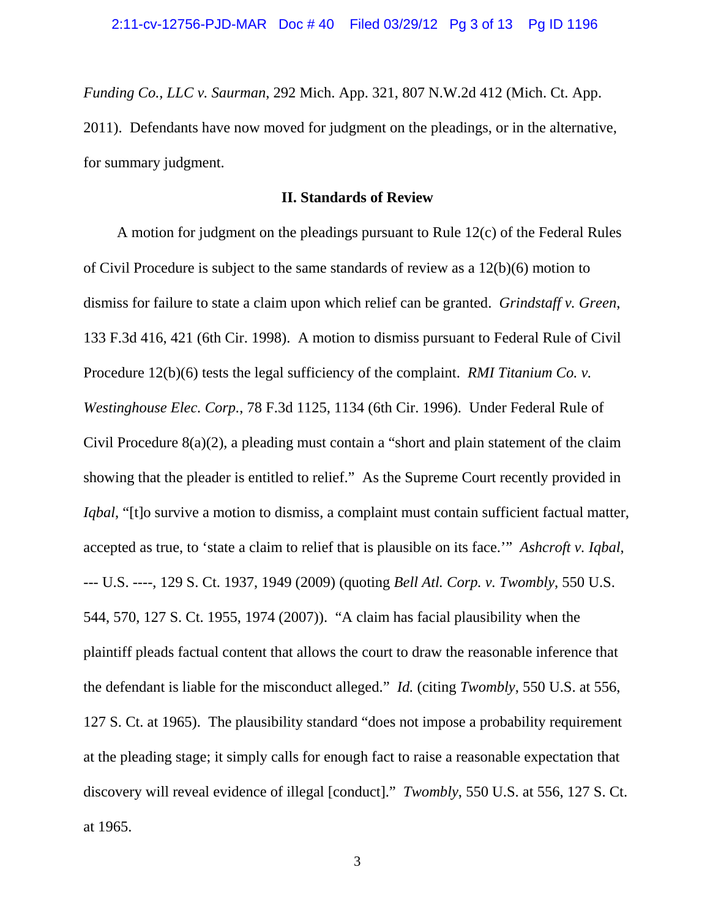*Funding Co., LLC v. Saurman*, 292 Mich. App. 321, 807 N.W.2d 412 (Mich. Ct. App. 2011). Defendants have now moved for judgment on the pleadings, or in the alternative, for summary judgment.

## II. Standards of Review

A motion for judgment on the pleadings pursuant to Rule 12(c) of the Federal Rules of Civil Procedure is subject to the same standards of review as a 12(b)(6) motion to dismiss for failure to state a claim upon which relief can be granted. *Grindstaff v. Green*, 133 F.3d 416, 421 (6th Cir. 1998). A motion to dismiss pursuant to Federal Rule of Civil Procedure 12(b)(6) tests the legal sufficiency of the complaint. *RMI Titanium Co. v. Westinghouse Elec. Corp.*, 78 F.3d 1125, 1134 (6th Cir. 1996). Under Federal Rule of Civil Procedure 8(a)(2), a pleading must contain a "short and plain statement of the claim showing that the pleader is entitled to relief." As the Supreme Court recently provided in *Iqbal*, "[t]o survive a motion to dismiss, a complaint must contain sufficient factual matter, accepted as true, to 'state a claim to relief that is plausible on its face.'" *Ashcroft v. Iqbal*, --- U.S. ----, 129 S. Ct. 1937, 1949 (2009) (quoting *Bell Atl. Corp. v. Twombly*, 550 U.S. 544, 570, 127 S. Ct. 1955, 1974 (2007)). "A claim has facial plausibility when the plaintiff pleads factual content that allows the court to draw the reasonable inference that the defendant is liable for the misconduct alleged." *Id.* (citing *Twombly*, 550 U.S. at 556, 127 S. Ct. at 1965). The plausibility standard "does not impose a probability requirement at the pleading stage; it simply calls for enough fact to raise a reasonable expectation that discovery will reveal evidence of illegal [conduct]." *Twombly*, 550 U.S. at 556, 127 S. Ct. at 1965.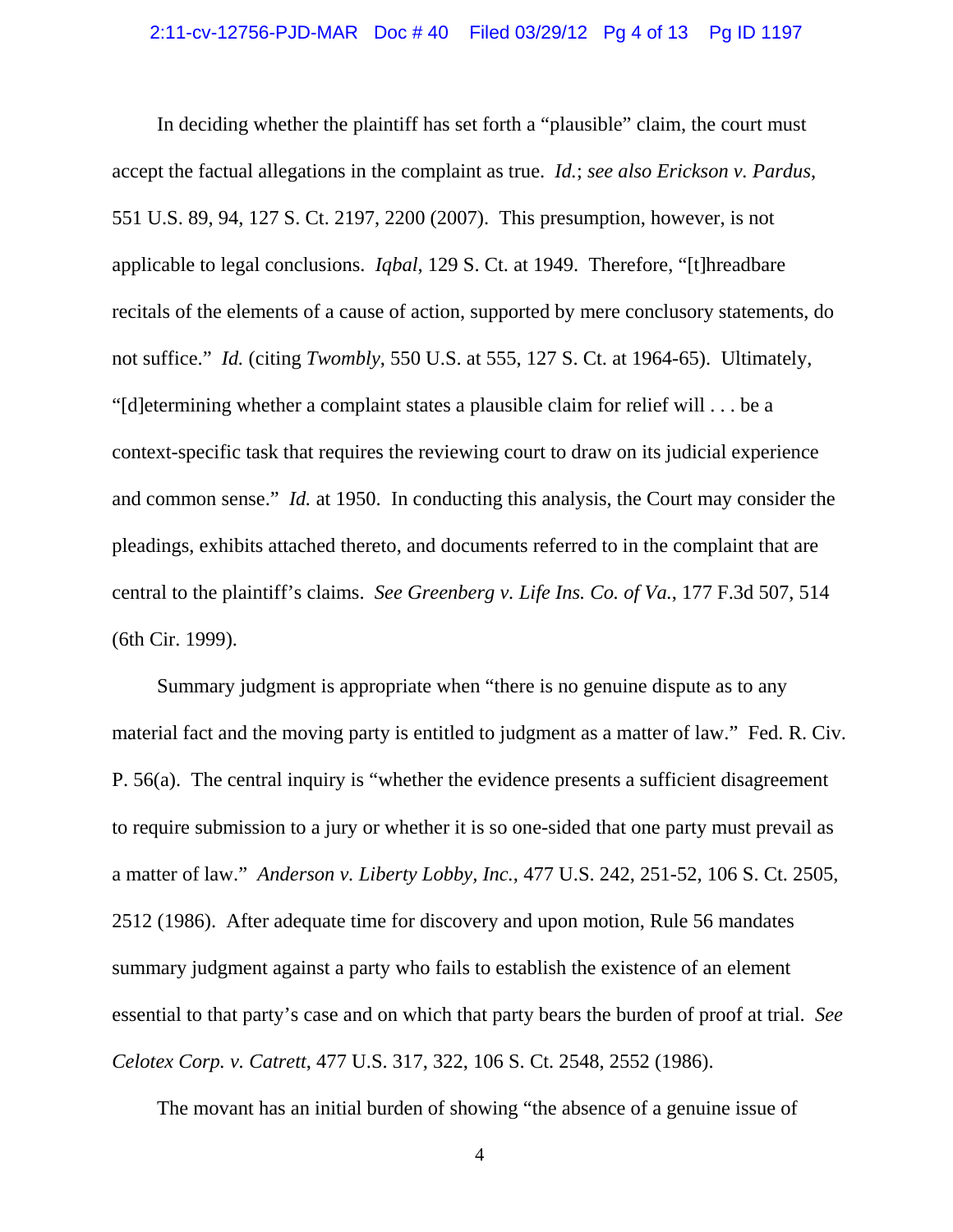In deciding whether the plaintiff has set forth a "plausible" claim, the court must accept the factual allegations in the complaint as true. *Id.*; *see also Erickson v. Pardus*, 551 U.S. 89, 94, 127 S. Ct. 2197, 2200 (2007). This presumption, however, is not applicable to legal conclusions. *Iqbal*, 129 S. Ct. at 1949. Therefore, "[t]hreadbare recitals of the elements of a cause of action, supported by mere conclusory statements, do not suffice." *Id.* (citing *Twombly*, 550 U.S. at 555, 127 S. Ct. at 1964-65). Ultimately, "[d]etermining whether a complaint states a plausible claim for relief will . . . be a context-specific task that requires the reviewing court to draw on its judicial experience and common sense." *Id.* at 1950. In conducting this analysis, the Court may consider the pleadings, exhibits attached thereto, and documents referred to in the complaint that are central to the plaintiff's claims. *See Greenberg v. Life Ins. Co. of Va.*, 177 F.3d 507, 514 (6th Cir. 1999).

Summary judgment is appropriate when "there is no genuine dispute as to any material fact and the moving party is entitled to judgment as a matter of law." Fed. R. Civ. P. 56(a). The central inquiry is "whether the evidence presents a sufficient disagreement to require submission to a jury or whether it is so one-sided that one party must prevail as a matter of law." *Anderson v. Liberty Lobby, Inc.*, 477 U.S. 242, 251-52, 106 S. Ct. 2505, 2512 (1986). After adequate time for discovery and upon motion, Rule 56 mandates summary judgment against a party who fails to establish the existence of an element essential to that party's case and on which that party bears the burden of proof at trial. *See Celotex Corp. v. Catrett*, 477 U.S. 317, 322, 106 S. Ct. 2548, 2552 (1986).

The movant has an initial burden of showing "the absence of a genuine issue of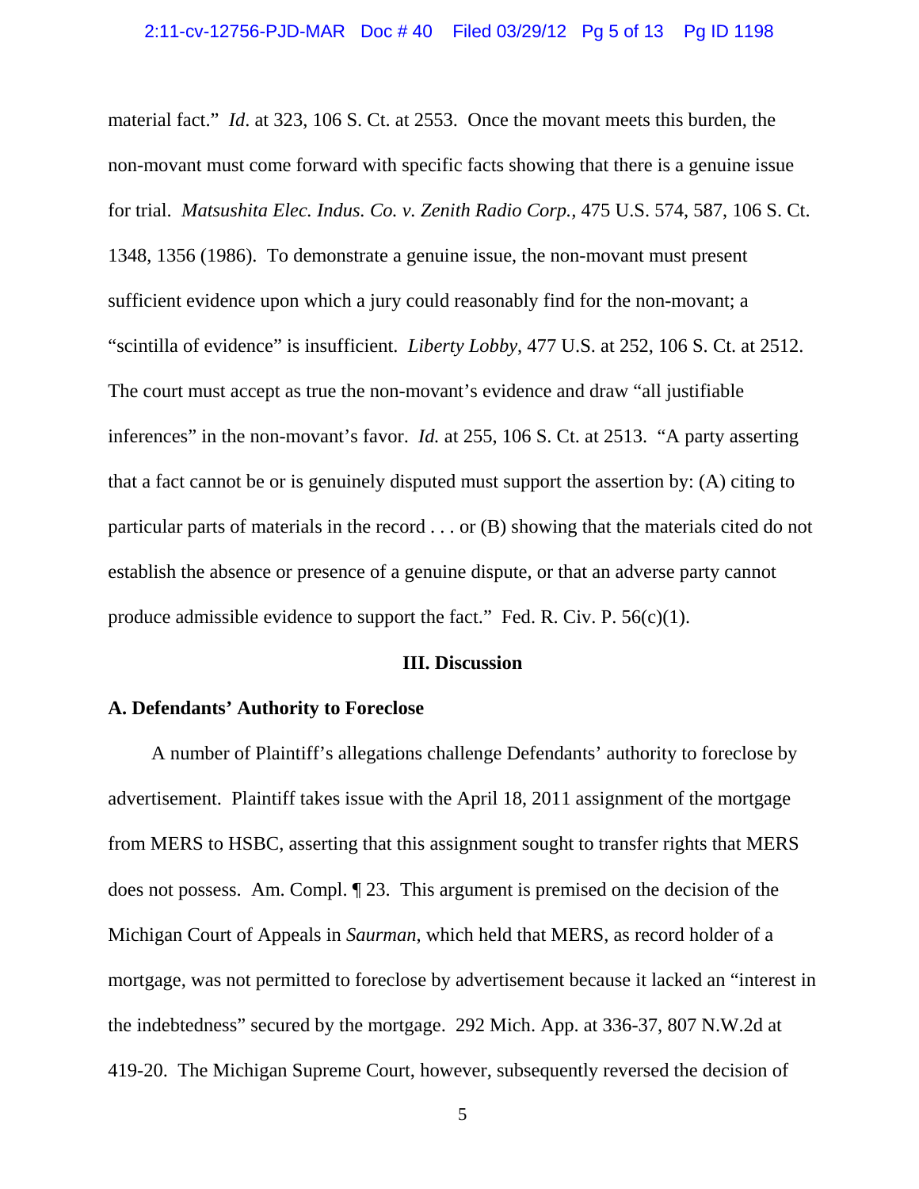material fact." *Id*. at 323, 106 S. Ct. at 2553. Once the movant meets this burden, the non-movant must come forward with specific facts showing that there is a genuine issue for trial. *Matsushita Elec. Indus. Co. v. Zenith Radio Corp.*, 475 U.S. 574, 587, 106 S. Ct. 1348, 1356 (1986). To demonstrate a genuine issue, the non-movant must present sufficient evidence upon which a jury could reasonably find for the non-movant; a "scintilla of evidence" is insufficient. *Liberty Lobby*, 477 U.S. at 252, 106 S. Ct. at 2512. The court must accept as true the non-movant's evidence and draw "all justifiable inferences" in the non-movant's favor. *Id.* at 255, 106 S. Ct. at 2513. "A party asserting that a fact cannot be or is genuinely disputed must support the assertion by: (A) citing to particular parts of materials in the record . . . or (B) showing that the materials cited do not establish the absence or presence of a genuine dispute, or that an adverse party cannot produce admissible evidence to support the fact." Fed. R. Civ. P. 56(c)(1).

## III. Discussion

### A. Defendants' Authority to Foreclose

A number of Plaintiff's allegations challenge Defendants' authority to foreclose by advertisement. Plaintiff takes issue with the April 18, 2011 assignment of the mortgage from MERS to HSBC, asserting that this assignment sought to transfer rights that MERS does not possess. Am. Compl. ¶ 23. This argument is premised on the decision of the Michigan Court of Appeals in *Saurman*, which held that MERS, as record holder of a mortgage, was not permitted to foreclose by advertisement because it lacked an "interest in the indebtedness" secured by the mortgage. 292 Mich. App. at 336-37, 807 N.W.2d at 419-20. The Michigan Supreme Court, however, subsequently reversed the decision of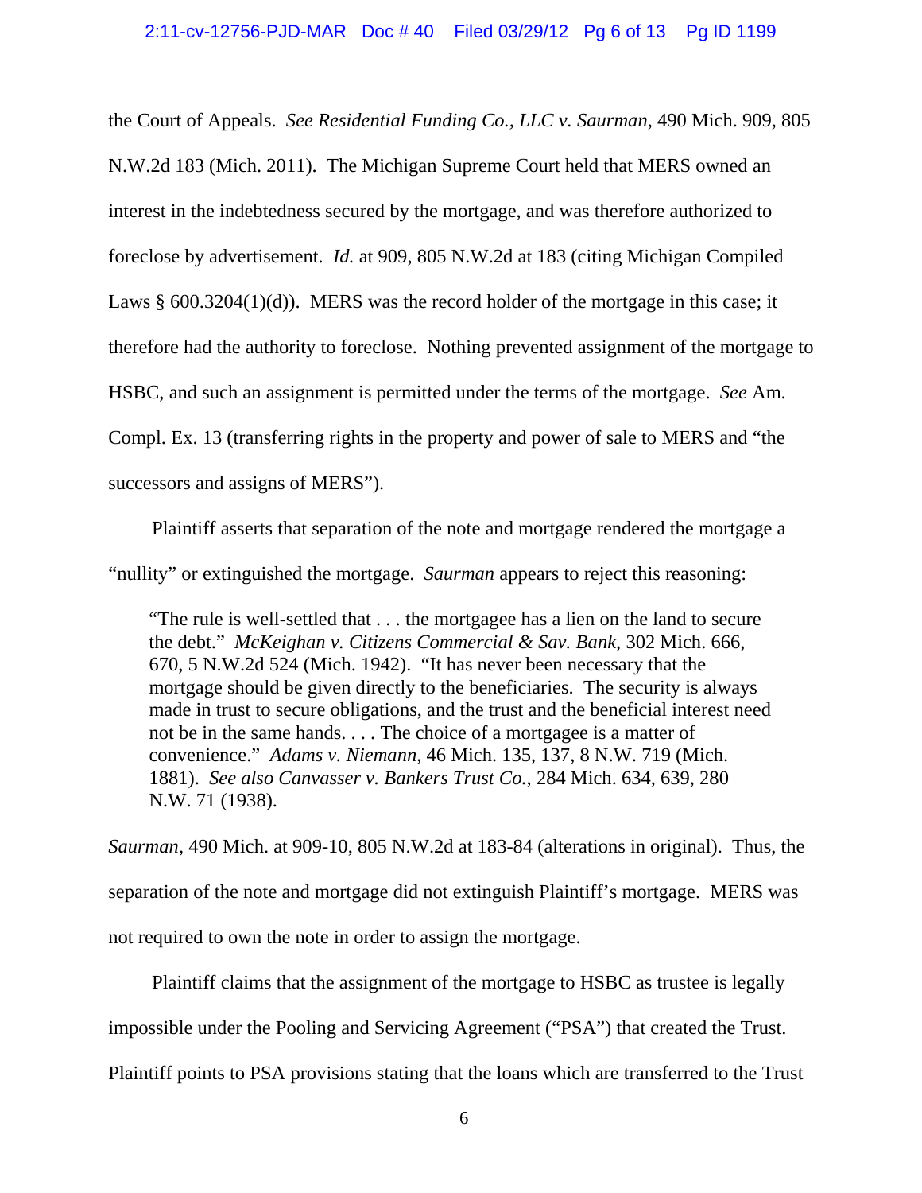the Court of Appeals. *See Residential Funding Co., LLC v. Saurman*, 490 Mich. 909, 805 N.W.2d 183 (Mich. 2011). The Michigan Supreme Court held that MERS owned an interest in the indebtedness secured by the mortgage, and was therefore authorized to foreclose by advertisement. *Id.* at 909, 805 N.W.2d at 183 (citing Michigan Compiled Laws § 600.3204(1)(d)). MERS was the record holder of the mortgage in this case; it therefore had the authority to foreclose. Nothing prevented assignment of the mortgage to HSBC, and such an assignment is permitted under the terms of the mortgage. *See* Am. Compl. Ex. 13 (transferring rights in the property and power of sale to MERS and "the successors and assigns of MERS").

Plaintiff asserts that separation of the note and mortgage rendered the mortgage a "nullity" or extinguished the mortgage. *Saurman* appears to reject this reasoning:

> "The rule is well-settled that . . . the mortgagee has a lien on the land to secure the debt." *McKeighan v. Citizens Commercial & Sav. Bank*, 302 Mich. 666, 670, 5 N.W.2d 524 (Mich. 1942). "It has never been necessary that the mortgage should be given directly to the beneficiaries. The security is always made in trust to secure obligations, and the trust and the beneficial interest need not be in the same hands. . . . The choice of a mortgagee is a matter of convenience." *Adams v. Niemann*, 46 Mich. 135, 137, 8 N.W. 719 (Mich. 1881). *See also Canvasser v. Bankers Trust Co.*, 284 Mich. 634, 639, 280 N.W. 71 (1938).

*Saurman*, 490 Mich. at 909-10, 805 N.W.2d at 183-84 (alterations in original). Thus, the separation of the note and mortgage did not extinguish Plaintiff's mortgage. MERS was not required to own the note in order to assign the mortgage.

Plaintiff claims that the assignment of the mortgage to HSBC as trustee is legally impossible under the Pooling and Servicing Agreement ("PSA") that created the Trust. Plaintiff points to PSA provisions stating that the loans which are transferred to the Trust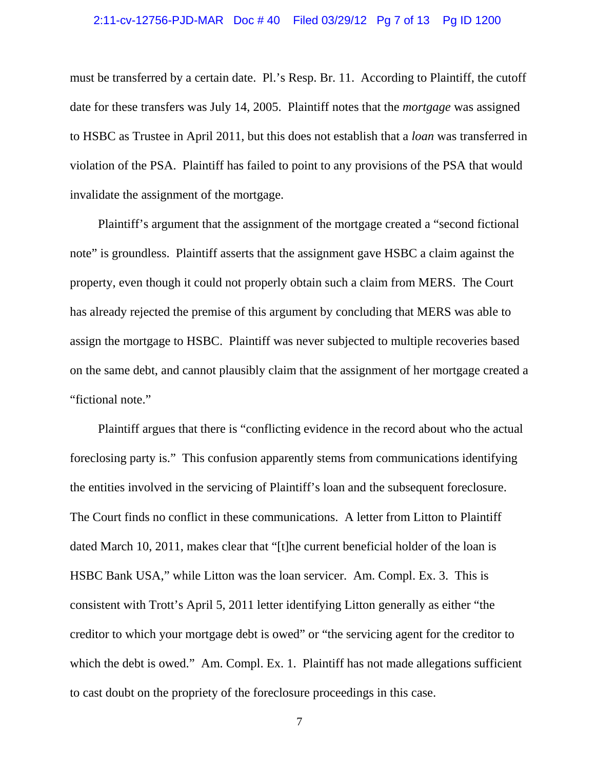must be transferred by a certain date. Pl.'s Resp. Br. 11. According to Plaintiff, the cutoff date for these transfers was July 14, 2005. Plaintiff notes that the *mortgage* was assigned to HSBC as Trustee in April 2011, but this does not establish that a *loan* was transferred in violation of the PSA. Plaintiff has failed to point to any provisions of the PSA that would invalidate the assignment of the mortgage.

Plaintiff's argument that the assignment of the mortgage created a "second fictional note" is groundless. Plaintiff asserts that the assignment gave HSBC a claim against the property, even though it could not properly obtain such a claim from MERS. The Court has already rejected the premise of this argument by concluding that MERS was able to assign the mortgage to HSBC. Plaintiff was never subjected to multiple recoveries based on the same debt, and cannot plausibly claim that the assignment of her mortgage created a "fictional note."

Plaintiff argues that there is "conflicting evidence in the record about who the actual foreclosing party is." This confusion apparently stems from communications identifying the entities involved in the servicing of Plaintiff's loan and the subsequent foreclosure. The Court finds no conflict in these communications. A letter from Litton to Plaintiff dated March 10, 2011, makes clear that "[t]he current beneficial holder of the loan is HSBC Bank USA," while Litton was the loan servicer. Am. Compl. Ex. 3. This is consistent with Trott's April 5, 2011 letter identifying Litton generally as either "the creditor to which your mortgage debt is owed" or "the servicing agent for the creditor to which the debt is owed." Am. Compl. Ex. 1. Plaintiff has not made allegations sufficient to cast doubt on the propriety of the foreclosure proceedings in this case.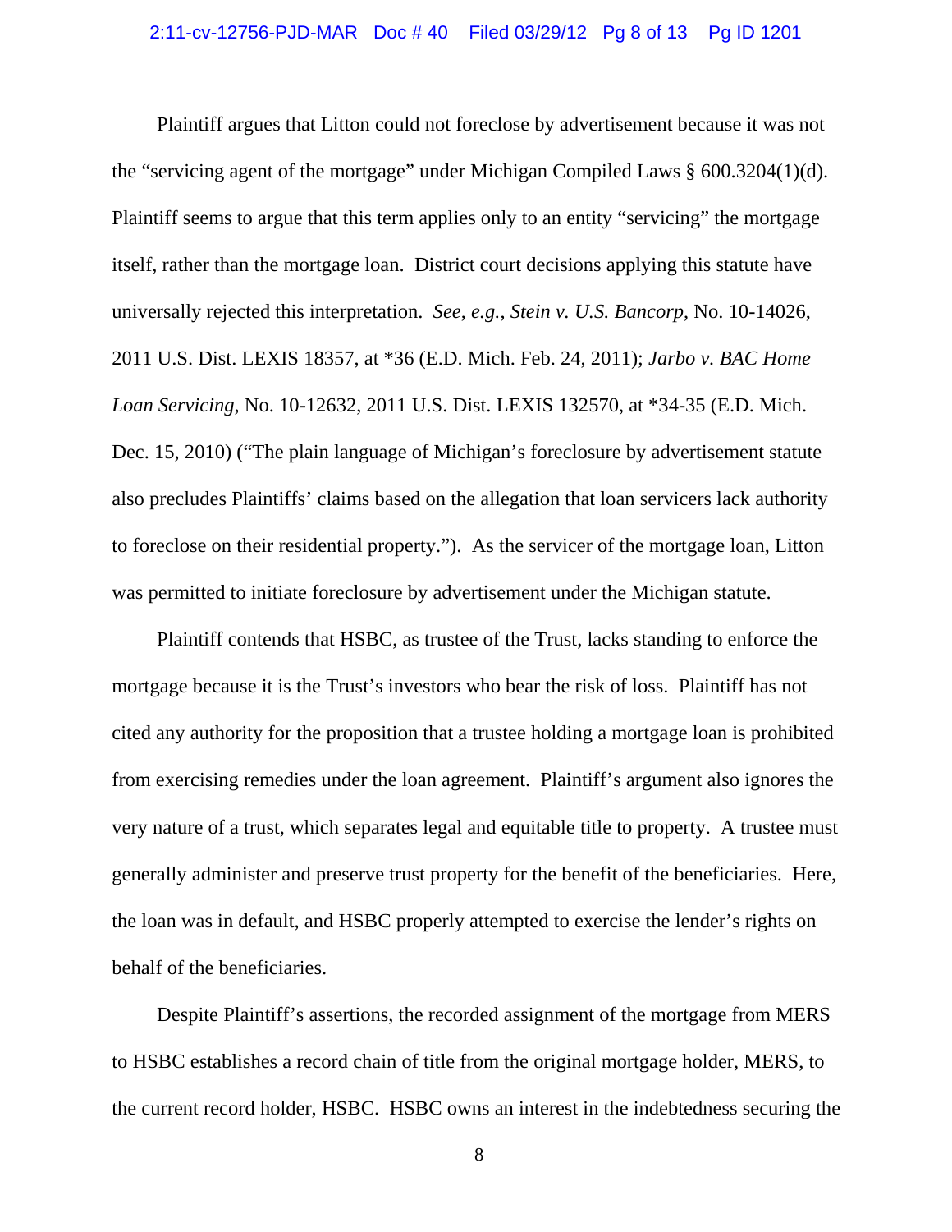Plaintiff argues that Litton could not foreclose by advertisement because it was not the "servicing agent of the mortgage" under Michigan Compiled Laws § 600.3204(1)(d). Plaintiff seems to argue that this term applies only to an entity "servicing" the mortgage itself, rather than the mortgage loan. District court decisions applying this statute have universally rejected this interpretation. *See*, *e.g.*, *Stein v. U.S. Bancorp*, No. 10-14026, 2011 U.S. Dist. LEXIS 18357, at *36 (E.D. Mich. Feb. 24, 2011); *Jarbo v. BAC Home Loan Servicing*, No. 10-12632, 2011 U.S. Dist. LEXIS 132570, at *34-35 (E.D. Mich. Dec. 15, 2010) ("The plain language of Michigan's foreclosure by advertisement statute also precludes Plaintiffs' claims based on the allegation that loan servicers lack authority to foreclose on their residential property."). As the servicer of the mortgage loan, Litton was permitted to initiate foreclosure by advertisement under the Michigan statute.

Plaintiff contends that HSBC, as trustee of the Trust, lacks standing to enforce the mortgage because it is the Trust's investors who bear the risk of loss. Plaintiff has not cited any authority for the proposition that a trustee holding a mortgage loan is prohibited from exercising remedies under the loan agreement. Plaintiff's argument also ignores the very nature of a trust, which separates legal and equitable title to property. A trustee must generally administer and preserve trust property for the benefit of the beneficiaries. Here, the loan was in default, and HSBC properly attempted to exercise the lender's rights on behalf of the beneficiaries.

Despite Plaintiff's assertions, the recorded assignment of the mortgage from MERS to HSBC establishes a record chain of title from the original mortgage holder, MERS, to the current record holder, HSBC. HSBC owns an interest in the indebtedness securing the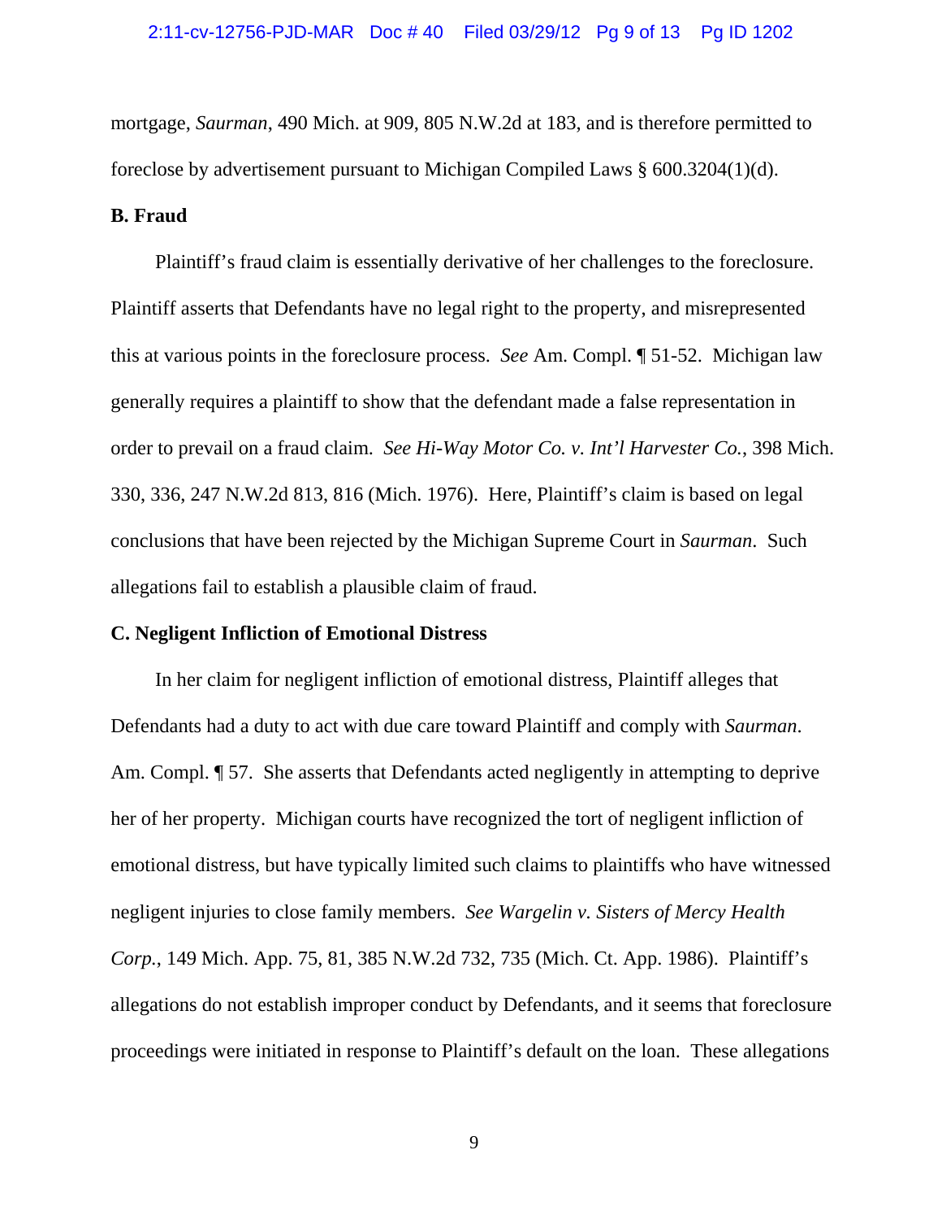mortgage, *Saurman*, 490 Mich. at 909, 805 N.W.2d at 183, and is therefore permitted to foreclose by advertisement pursuant to Michigan Compiled Laws § 600.3204(1)(d).

**B. Fraud**

Plaintiff's fraud claim is essentially derivative of her challenges to the foreclosure. Plaintiff asserts that Defendants have no legal right to the property, and misrepresented this at various points in the foreclosure process. *See* Am. Compl. ¶ 51-52. Michigan law generally requires a plaintiff to show that the defendant made a false representation in order to prevail on a fraud claim. *See Hi-Way Motor Co. v. Int'l Harvester Co.*, 398 Mich. 330, 336, 247 N.W.2d 813, 816 (Mich. 1976). Here, Plaintiff's claim is based on legal conclusions that have been rejected by the Michigan Supreme Court in *Saurman*. Such allegations fail to establish a plausible claim of fraud.

**C. Negligent Infliction of Emotional Distress**

In her claim for negligent infliction of emotional distress, Plaintiff alleges that Defendants had a duty to act with due care toward Plaintiff and comply with *Saurman*. Am. Compl. ¶ 57. She asserts that Defendants acted negligently in attempting to deprive her of her property. Michigan courts have recognized the tort of negligent infliction of emotional distress, but have typically limited such claims to plaintiffs who have witnessed negligent injuries to close family members. *See Wargelin v. Sisters of Mercy Health Corp.*, 149 Mich. App. 75, 81, 385 N.W.2d 732, 735 (Mich. Ct. App. 1986). Plaintiff's allegations do not establish improper conduct by Defendants, and it seems that foreclosure proceedings were initiated in response to Plaintiff's default on the loan. These allegations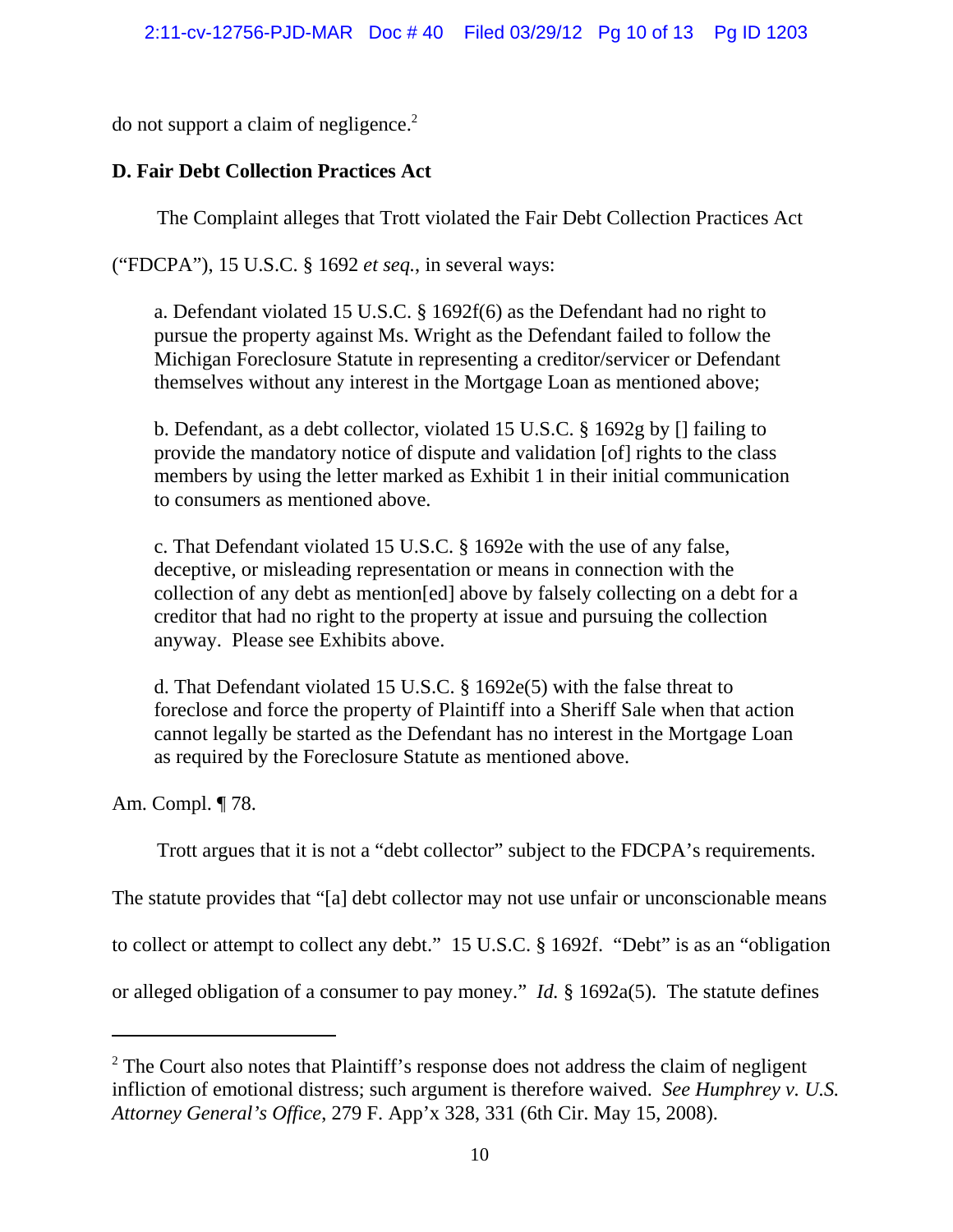do not support a claim of negligence.[2]

**D. Fair Debt Collection Practices Act**

The Complaint alleges that Trott violated the Fair Debt Collection Practices Act ("FDCPA"), 15 U.S.C. § 1692 *et seq.*, in several ways:

> a. Defendant violated 15 U.S.C. § 1692f(6) as the Defendant had no right to pursue the property against Ms. Wright as the Defendant failed to follow the Michigan Foreclosure Statute in representing a creditor/servicer or Defendant themselves without any interest in the Mortgage Loan as mentioned above;
>
> b. Defendant, as a debt collector, violated 15 U.S.C. § 1692g by [] failing to provide the mandatory notice of dispute and validation [of] rights to the class members by using the letter marked as Exhibit 1 in their initial communication to consumers as mentioned above.
>
> c. That Defendant violated 15 U.S.C. § 1692e with the use of any false, deceptive, or misleading representation or means in connection with the collection of any debt as mention[ed] above by falsely collecting on a debt for a creditor that had no right to the property at issue and pursuing the collection anyway. Please see Exhibits above.
>
> d. That Defendant violated 15 U.S.C. § 1692e(5) with the false threat to foreclose and force the property of Plaintiff into a Sheriff Sale when that action cannot legally be started as the Defendant has no interest in the Mortgage Loan as required by the Foreclosure Statute as mentioned above.

Am. Compl. ¶ 78.

Trott argues that it is not a "debt collector" subject to the FDCPA's requirements. The statute provides that "[a] debt collector may not use unfair or unconscionable means to collect or attempt to collect any debt." 15 U.S.C. § 1692f. "Debt" is as an "obligation or alleged obligation of a consumer to pay money." *Id.* § 1692a(5). The statute defines

---

[2] The Court also notes that Plaintiff's response does not address the claim of negligent infliction of emotional distress; such argument is therefore waived. *See Humphrey v. U.S. Attorney General's Office*, 279 F. App'x 328, 331 (6th Cir. May 15, 2008).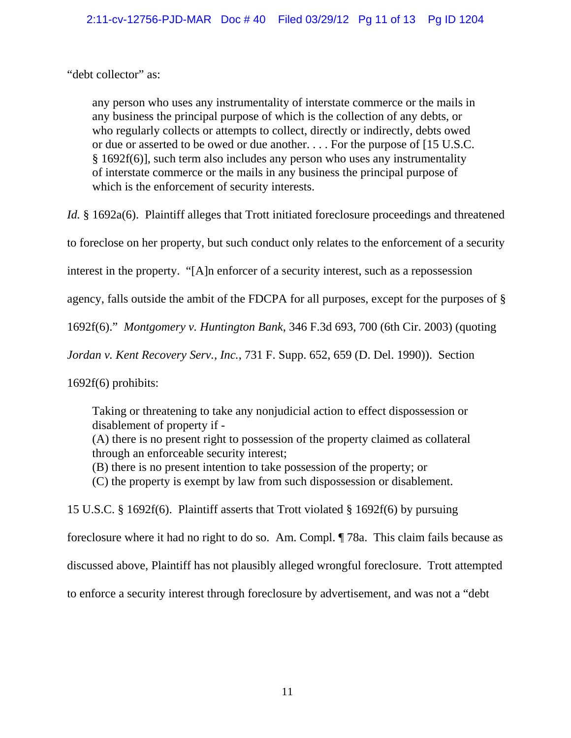"debt collector" as:

> any person who uses any instrumentality of interstate commerce or the mails in any business the principal purpose of which is the collection of any debts, or who regularly collects or attempts to collect, directly or indirectly, debts owed or due or asserted to be owed or due another. . . . For the purpose of [15 U.S.C. § 1692f(6)], such term also includes any person who uses any instrumentality of interstate commerce or the mails in any business the principal purpose of which is the enforcement of security interests.

*Id.* § 1692a(6). Plaintiff alleges that Trott initiated foreclosure proceedings and threatened to foreclose on her property, but such conduct only relates to the enforcement of a security interest in the property. "[A]n enforcer of a security interest, such as a repossession agency, falls outside the ambit of the FDCPA for all purposes, except for the purposes of § 1692f(6)." *Montgomery v. Huntington Bank*, 346 F.3d 693, 700 (6th Cir. 2003) (quoting *Jordan v. Kent Recovery Serv., Inc.*, 731 F. Supp. 652, 659 (D. Del. 1990)). Section 1692f(6) prohibits:

> Taking or threatening to take any nonjudicial action to effect dispossession or disablement of property if -
> (A) there is no present right to possession of the property claimed as collateral through an enforceable security interest;
> (B) there is no present intention to take possession of the property; or
> (C) the property is exempt by law from such dispossession or disablement.

15 U.S.C. § 1692f(6). Plaintiff asserts that Trott violated § 1692f(6) by pursuing foreclosure where it had no right to do so. Am. Compl. ¶ 78a. This claim fails because as discussed above, Plaintiff has not plausibly alleged wrongful foreclosure. Trott attempted to enforce a security interest through foreclosure by advertisement, and was not a "debt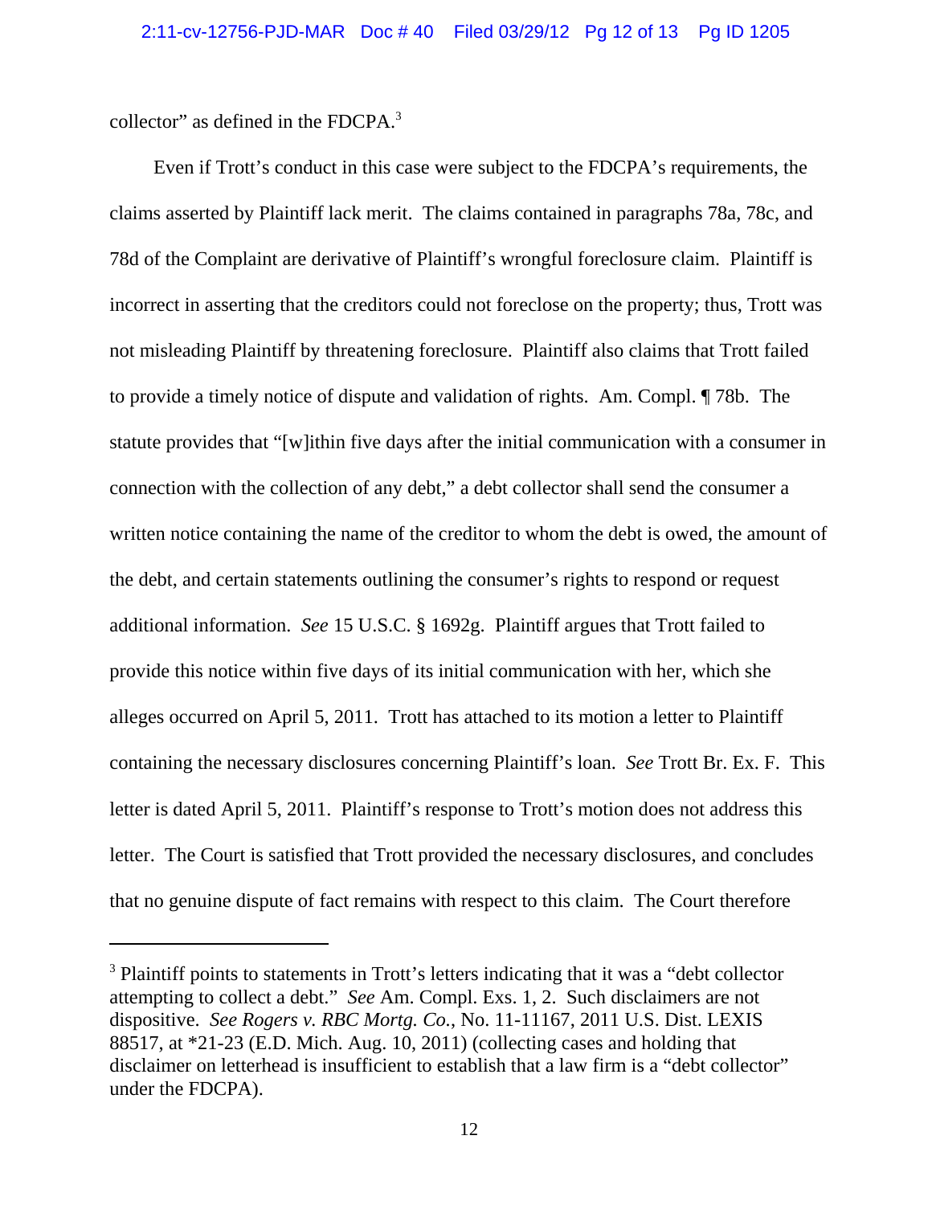collector" as defined in the FDCPA.[3]

Even if Trott's conduct in this case were subject to the FDCPA's requirements, the claims asserted by Plaintiff lack merit. The claims contained in paragraphs 78a, 78c, and 78d of the Complaint are derivative of Plaintiff's wrongful foreclosure claim. Plaintiff is incorrect in asserting that the creditors could not foreclose on the property; thus, Trott was not misleading Plaintiff by threatening foreclosure. Plaintiff also claims that Trott failed to provide a timely notice of dispute and validation of rights. Am. Compl. ¶ 78b. The statute provides that "[w]ithin five days after the initial communication with a consumer in connection with the collection of any debt," a debt collector shall send the consumer a written notice containing the name of the creditor to whom the debt is owed, the amount of the debt, and certain statements outlining the consumer's rights to respond or request additional information. *See* 15 U.S.C. § 1692g. Plaintiff argues that Trott failed to provide this notice within five days of its initial communication with her, which she alleges occurred on April 5, 2011. Trott has attached to its motion a letter to Plaintiff containing the necessary disclosures concerning Plaintiff's loan. *See* Trott Br. Ex. F. This letter is dated April 5, 2011. Plaintiff's response to Trott's motion does not address this letter. The Court is satisfied that Trott provided the necessary disclosures, and concludes that no genuine dispute of fact remains with respect to this claim. The Court therefore

---

[3] Plaintiff points to statements in Trott's letters indicating that it was a "debt collector attempting to collect a debt." *See* Am. Compl. Exs. 1, 2. Such disclaimers are not dispositive. *See Rogers v. RBC Mortg. Co.*, No. 11-11167, 2011 U.S. Dist. LEXIS 88517, at *21-23 (E.D. Mich. Aug. 10, 2011) (collecting cases and holding that disclaimer on letterhead is insufficient to establish that a law firm is a "debt collector" under the FDCPA).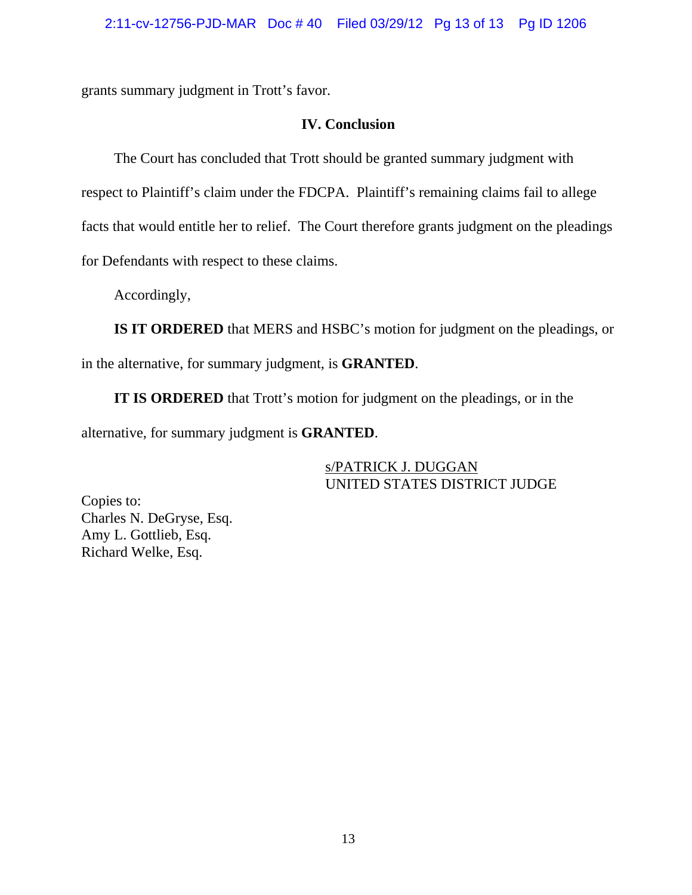grants summary judgment in Trott's favor.

## IV. Conclusion

The Court has concluded that Trott should be granted summary judgment with respect to Plaintiff's claim under the FDCPA. Plaintiff's remaining claims fail to allege facts that would entitle her to relief. The Court therefore grants judgment on the pleadings for Defendants with respect to these claims.

Accordingly,

**IS IT ORDERED** that MERS and HSBC's motion for judgment on the pleadings, or in the alternative, for summary judgment, is **GRANTED**.

**IT IS ORDERED** that Trott's motion for judgment on the pleadings, or in the alternative, for summary judgment is **GRANTED**.

s/PATRICK J. DUGGAN
UNITED STATES DISTRICT JUDGE

Copies to:
Charles N. DeGryse, Esq.
Amy L. Gottlieb, Esq.
Richard Welke, Esq.